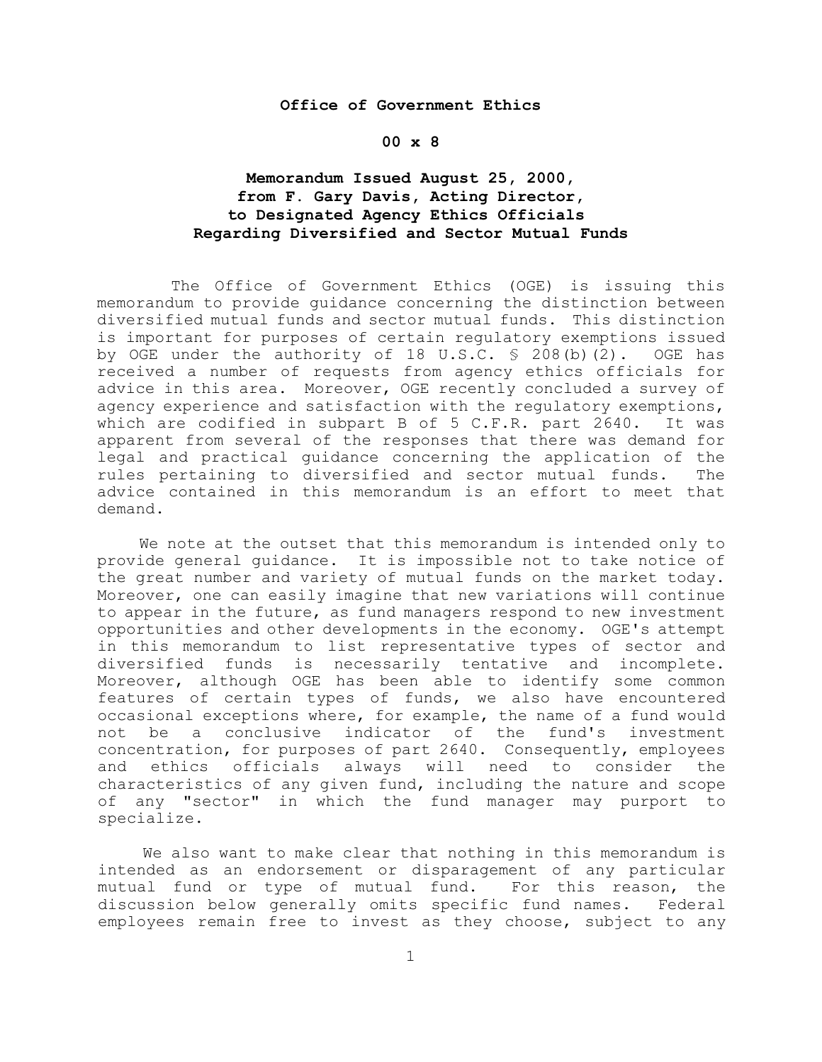**Office of Government Ethics**

**00 x 8**

**Memorandum Issued August 25, 2000, from F. Gary Davis, Acting Director, to Designated Agency Ethics Officials Regarding Diversified and Sector Mutual Funds**

The Office of Government Ethics (OGE) is issuing this memorandum to provide guidance concerning the distinction between diversified mutual funds and sector mutual funds. This distinction is important for purposes of certain regulatory exemptions issued by OGE under the authority of 18 U.S.C. § 208(b)(2). OGE has received a number of requests from agency ethics officials for advice in this area. Moreover, OGE recently concluded a survey of agency experience and satisfaction with the regulatory exemptions, which are codified in subpart B of 5 C.F.R. part 2640. It was apparent from several of the responses that there was demand for legal and practical guidance concerning the application of the rules pertaining to diversified and sector mutual funds. The advice contained in this memorandum is an effort to meet that demand.

We note at the outset that this memorandum is intended only to provide general guidance. It is impossible not to take notice of the great number and variety of mutual funds on the market today. Moreover, one can easily imagine that new variations will continue to appear in the future, as fund managers respond to new investment opportunities and other developments in the economy. OGE's attempt in this memorandum to list representative types of sector and diversified funds is necessarily tentative and incomplete. Moreover, although OGE has been able to identify some common features of certain types of funds, we also have encountered occasional exceptions where, for example, the name of a fund would not be a conclusive indicator of the fund's investment concentration, for purposes of part 2640. Consequently, employees and ethics officials always will need to consider the characteristics of any given fund, including the nature and scope of any "sector" in which the fund manager may purport to specialize.

We also want to make clear that nothing in this memorandum is intended as an endorsement or disparagement of any particular mutual fund or type of mutual fund. For this reason, the discussion below generally omits specific fund names. Federal employees remain free to invest as they choose, subject to any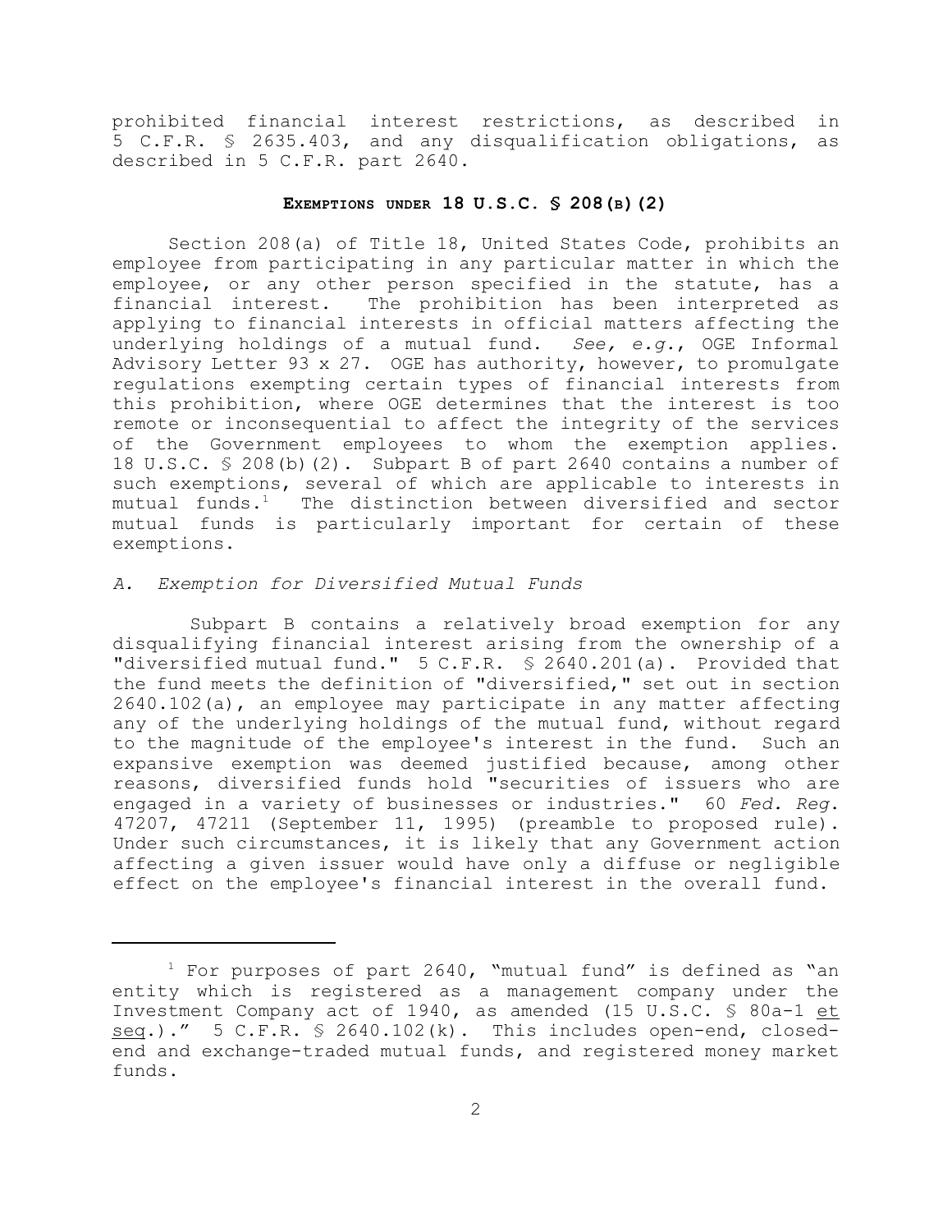prohibited financial interest restrictions, as described in 5 C.F.R. § 2635.403, and any disqualification obligations, as described in 5 C.F.R. part 2640.

## EXEMPTIONS UNDER 18 U.S.C. § 208(B)(2)

Section 208(a) of Title 18, United States Code, prohibits an employee from participating in any particular matter in which the employee, or any other person specified in the statute, has a financial interest. The prohibition has been interpreted as applying to financial interests in official matters affecting the underlying holdings of a mutual fund. *See, e.g.*, OGE Informal Advisory Letter 93 x 27. OGE has authority, however, to promulgate regulations exempting certain types of financial interests from this prohibition, where OGE determines that the interest is too remote or inconsequential to affect the integrity of the services of the Government employees to whom the exemption applies. 18 U.S.C. § 208(b)(2). Subpart B of part 2640 contains a number of such exemptions, several of which are applicable to interests in mutual funds.[1] The distinction between diversified and sector mutual funds is particularly important for certain of these exemptions.

### *A. Exemption for Diversified Mutual Funds*

Subpart B contains a relatively broad exemption for any disqualifying financial interest arising from the ownership of a "diversified mutual fund." 5 C.F.R. § 2640.201(a). Provided that the fund meets the definition of "diversified," set out in section 2640.102(a), an employee may participate in any matter affecting any of the underlying holdings of the mutual fund, without regard to the magnitude of the employee's interest in the fund. Such an expansive exemption was deemed justified because, among other reasons, diversified funds hold "securities of issuers who are engaged in a variety of businesses or industries." 60 *Fed. Reg.* 47207, 47211 (September 11, 1995) (preamble to proposed rule). Under such circumstances, it is likely that any Government action affecting a given issuer would have only a diffuse or negligible effect on the employee's financial interest in the overall fund.

---

[1] For purposes of part 2640, "mutual fund" is defined as "an entity which is registered as a management company under the Investment Company act of 1940, as amended (15 U.S.C. § 80a-1 et seq.)." 5 C.F.R. § 2640.102(k). This includes open-end, closed-end and exchange-traded mutual funds, and registered money market funds.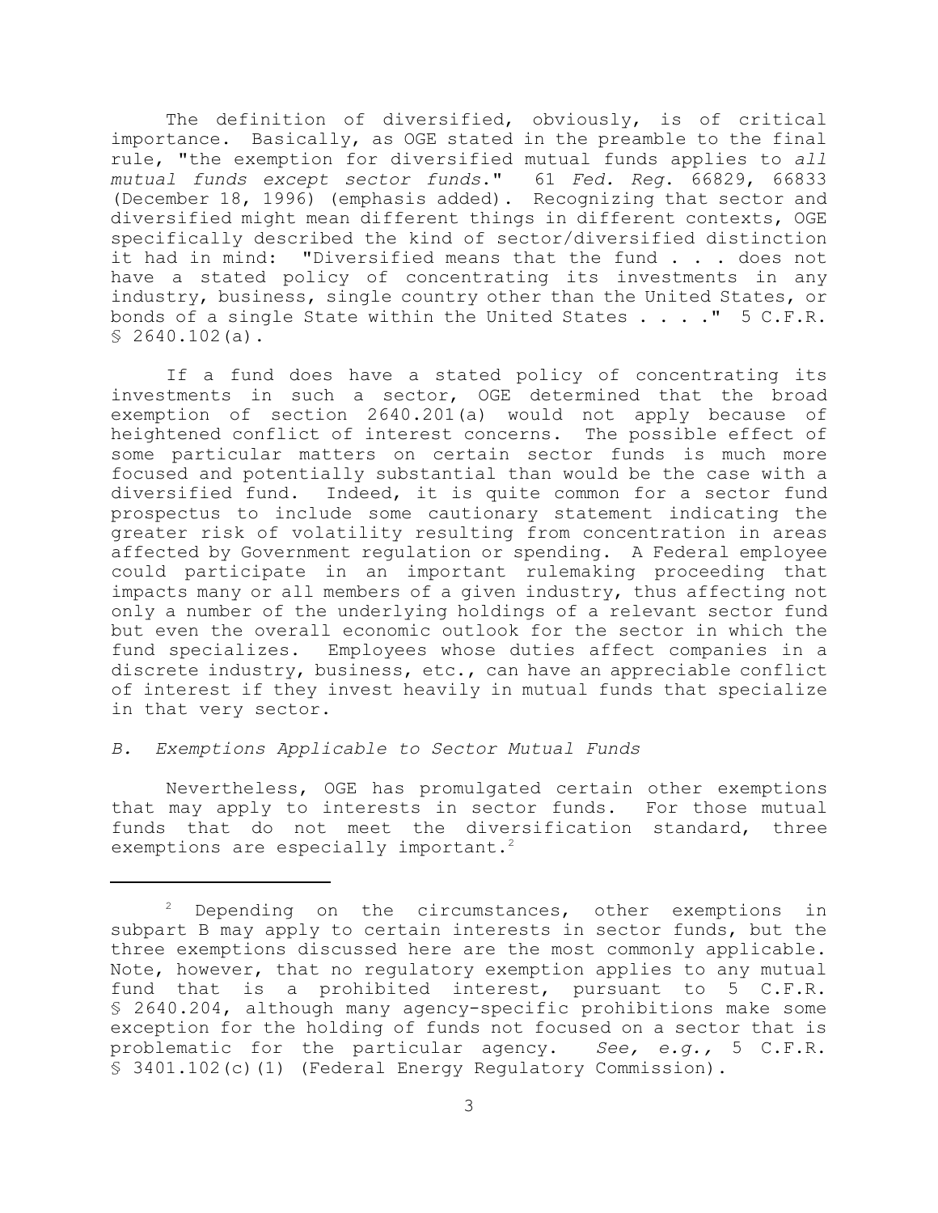The definition of diversified, obviously, is of critical importance. Basically, as OGE stated in the preamble to the final rule, "the exemption for diversified mutual funds applies to *all mutual funds except sector funds*." 61 *Fed. Reg*. 66829, 66833 (December 18, 1996) (emphasis added). Recognizing that sector and diversified might mean different things in different contexts, OGE specifically described the kind of sector/diversified distinction it had in mind: "Diversified means that the fund . . . does not have a stated policy of concentrating its investments in any industry, business, single country other than the United States, or bonds of a single State within the United States . . . ." 5 C.F.R. § 2640.102(a).

If a fund does have a stated policy of concentrating its investments in such a sector, OGE determined that the broad exemption of section 2640.201(a) would not apply because of heightened conflict of interest concerns. The possible effect of some particular matters on certain sector funds is much more focused and potentially substantial than would be the case with a diversified fund. Indeed, it is quite common for a sector fund prospectus to include some cautionary statement indicating the greater risk of volatility resulting from concentration in areas affected by Government regulation or spending. A Federal employee could participate in an important rulemaking proceeding that impacts many or all members of a given industry, thus affecting not only a number of the underlying holdings of a relevant sector fund but even the overall economic outlook for the sector in which the fund specializes. Employees whose duties affect companies in a discrete industry, business, etc., can have an appreciable conflict of interest if they invest heavily in mutual funds that specialize in that very sector.

*B. Exemptions Applicable to Sector Mutual Funds*

Nevertheless, OGE has promulgated certain other exemptions that may apply to interests in sector funds. For those mutual funds that do not meet the diversification standard, three exemptions are especially important.[2]

---

[2] Depending on the circumstances, other exemptions in subpart B may apply to certain interests in sector funds, but the three exemptions discussed here are the most commonly applicable. Note, however, that no regulatory exemption applies to any mutual fund that is a prohibited interest, pursuant to 5 C.F.R. § 2640.204, although many agency-specific prohibitions make some exception for the holding of funds not focused on a sector that is problematic for the particular agency. *See, e.g.,* 5 C.F.R. § 3401.102(c)(1) (Federal Energy Regulatory Commission).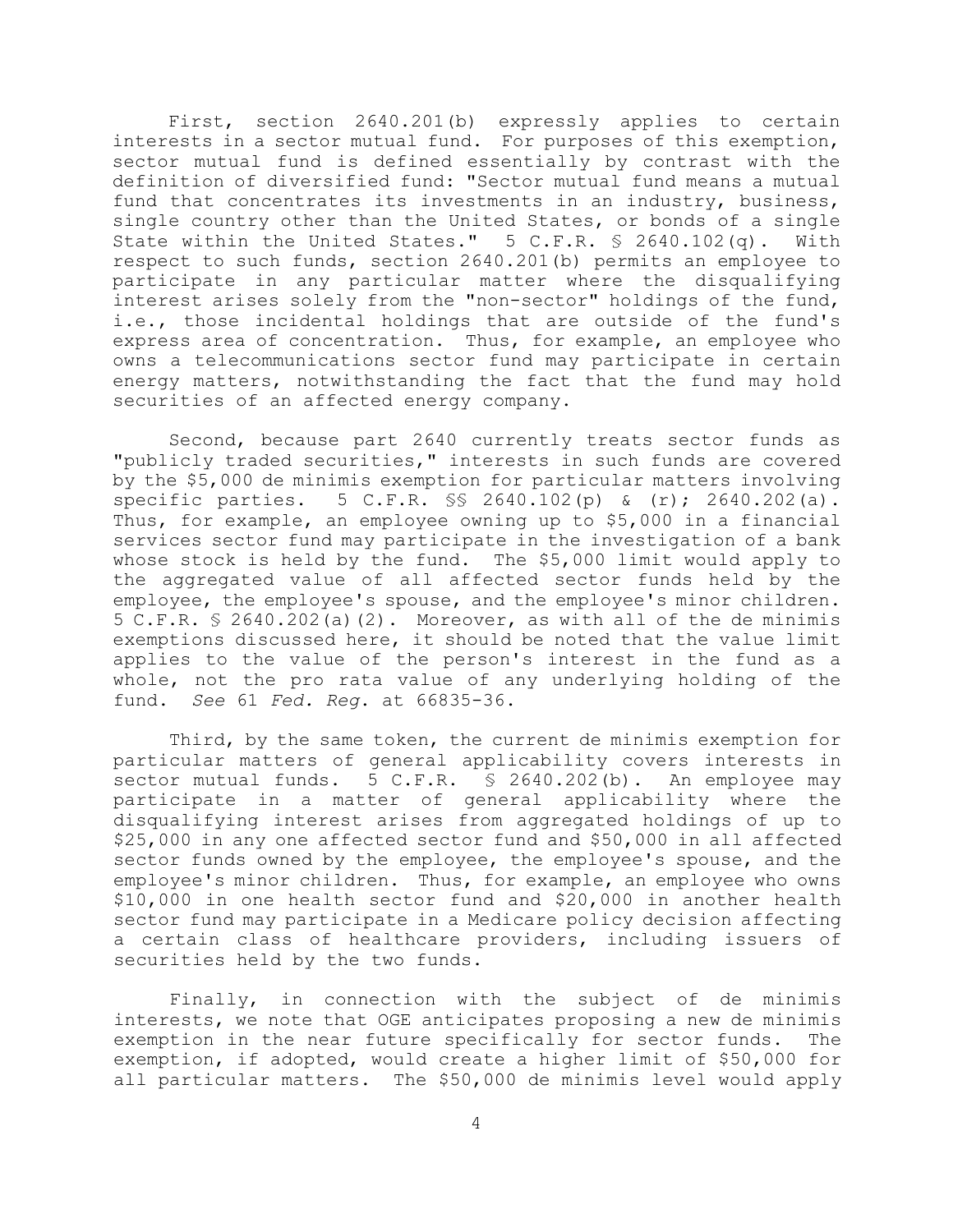First, section 2640.201(b) expressly applies to certain interests in a sector mutual fund. For purposes of this exemption, sector mutual fund is defined essentially by contrast with the definition of diversified fund: "Sector mutual fund means a mutual fund that concentrates its investments in an industry, business, single country other than the United States, or bonds of a single State within the United States." 5 C.F.R. § 2640.102(q). With respect to such funds, section 2640.201(b) permits an employee to participate in any particular matter where the disqualifying interest arises solely from the "non-sector" holdings of the fund, i.e., those incidental holdings that are outside of the fund's express area of concentration. Thus, for example, an employee who owns a telecommunications sector fund may participate in certain energy matters, notwithstanding the fact that the fund may hold securities of an affected energy company.

Second, because part 2640 currently treats sector funds as "publicly traded securities," interests in such funds are covered by the $5,000 de minimis exemption for particular matters involving specific parties. 5 C.F.R. §§ 2640.102(p) & (r); 2640.202(a). Thus, for example, an employee owning up to $5,000 in a financial services sector fund may participate in the investigation of a bank whose stock is held by the fund. The $5,000 limit would apply to the aggregated value of all affected sector funds held by the employee, the employee's spouse, and the employee's minor children. 5 C.F.R. § 2640.202(a)(2). Moreover, as with all of the de minimis exemptions discussed here, it should be noted that the value limit applies to the value of the person's interest in the fund as a whole, not the pro rata value of any underlying holding of the fund. *See* 61 *Fed. Reg.* at 66835-36.

Third, by the same token, the current de minimis exemption for particular matters of general applicability covers interests in sector mutual funds. 5 C.F.R. § 2640.202(b). An employee may participate in a matter of general applicability where the disqualifying interest arises from aggregated holdings of up to $25,000 in any one affected sector fund and $50,000 in all affected sector funds owned by the employee, the employee's spouse, and the employee's minor children. Thus, for example, an employee who owns $10,000 in one health sector fund and $20,000 in another health sector fund may participate in a Medicare policy decision affecting a certain class of healthcare providers, including issuers of securities held by the two funds.

Finally, in connection with the subject of de minimis interests, we note that OGE anticipates proposing a new de minimis exemption in the near future specifically for sector funds. The exemption, if adopted, would create a higher limit of $50,000 for all particular matters. The $50,000 de minimis level would apply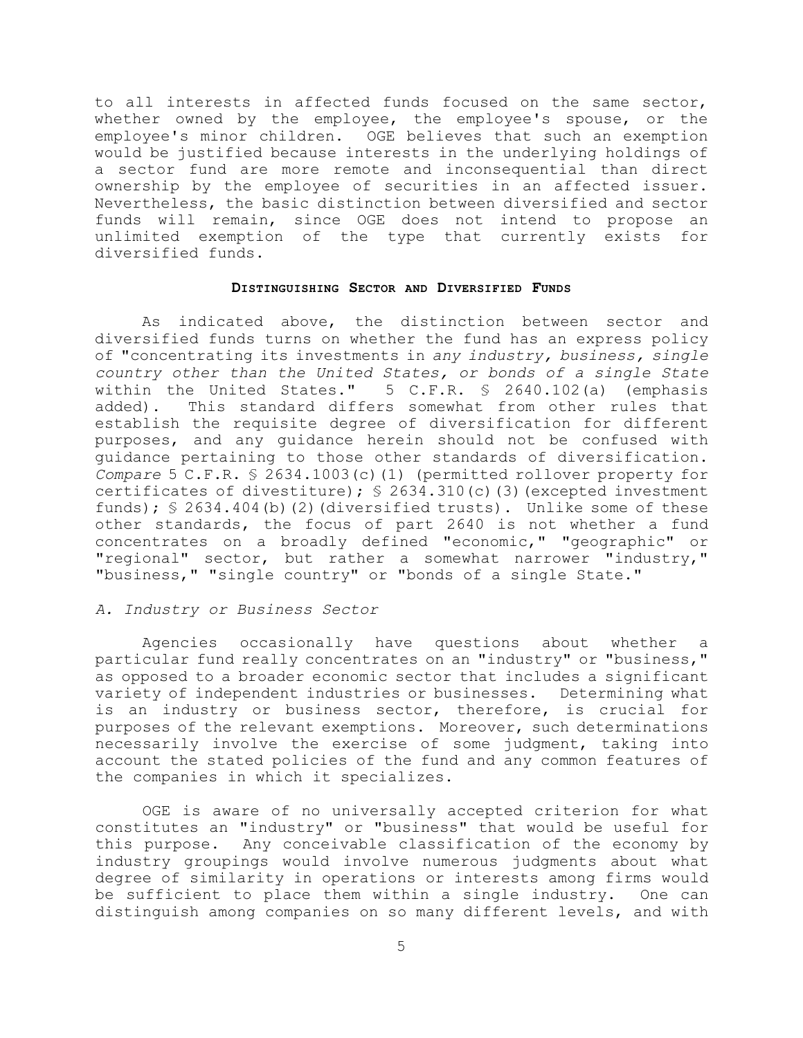to all interests in affected funds focused on the same sector, whether owned by the employee, the employee's spouse, or the employee's minor children. OGE believes that such an exemption would be justified because interests in the underlying holdings of a sector fund are more remote and inconsequential than direct ownership by the employee of securities in an affected issuer. Nevertheless, the basic distinction between diversified and sector funds will remain, since OGE does not intend to propose an unlimited exemption of the type that currently exists for diversified funds.

## DISTINGUISHING SECTOR AND DIVERSIFIED FUNDS

As indicated above, the distinction between sector and diversified funds turns on whether the fund has an express policy of "concentrating its investments in *any industry, business, single country other than the United States, or bonds of a single State* within the United States." 5 C.F.R. § 2640.102(a) (emphasis added). This standard differs somewhat from other rules that establish the requisite degree of diversification for different purposes, and any guidance herein should not be confused with guidance pertaining to those other standards of diversification. *Compare* 5 C.F.R. § 2634.1003(c)(1) (permitted rollover property for certificates of divestiture); § 2634.310(c)(3)(excepted investment funds); § 2634.404(b)(2)(diversified trusts). Unlike some of these other standards, the focus of part 2640 is not whether a fund concentrates on a broadly defined "economic," "geographic" or "regional" sector, but rather a somewhat narrower "industry," "business," "single country" or "bonds of a single State."

### *A. Industry or Business Sector*

Agencies occasionally have questions about whether a particular fund really concentrates on an "industry" or "business," as opposed to a broader economic sector that includes a significant variety of independent industries or businesses. Determining what is an industry or business sector, therefore, is crucial for purposes of the relevant exemptions. Moreover, such determinations necessarily involve the exercise of some judgment, taking into account the stated policies of the fund and any common features of the companies in which it specializes.

OGE is aware of no universally accepted criterion for what constitutes an "industry" or "business" that would be useful for this purpose. Any conceivable classification of the economy by industry groupings would involve numerous judgments about what degree of similarity in operations or interests among firms would be sufficient to place them within a single industry. One can distinguish among companies on so many different levels, and with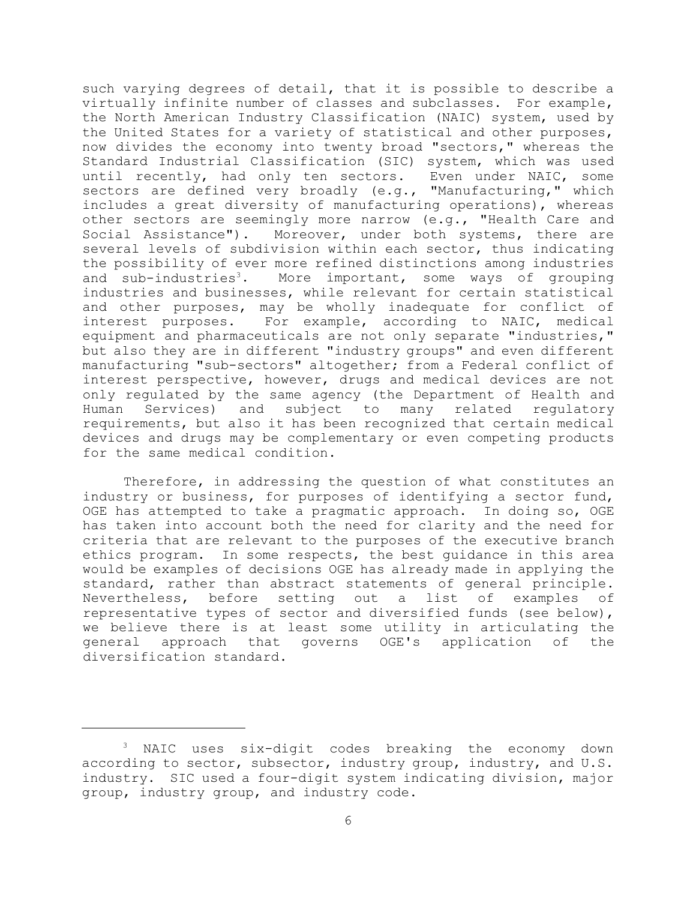such varying degrees of detail, that it is possible to describe a virtually infinite number of classes and subclasses. For example, the North American Industry Classification (NAIC) system, used by the United States for a variety of statistical and other purposes, now divides the economy into twenty broad "sectors," whereas the Standard Industrial Classification (SIC) system, which was used until recently, had only ten sectors. Even under NAIC, some sectors are defined very broadly (e.g., "Manufacturing," which includes a great diversity of manufacturing operations), whereas other sectors are seemingly more narrow (e.g., "Health Care and Social Assistance"). Moreover, under both systems, there are several levels of subdivision within each sector, thus indicating the possibility of ever more refined distinctions among industries and sub-industries[3]. More important, some ways of grouping industries and businesses, while relevant for certain statistical and other purposes, may be wholly inadequate for conflict of interest purposes. For example, according to NAIC, medical equipment and pharmaceuticals are not only separate "industries," but also they are in different "industry groups" and even different manufacturing "sub-sectors" altogether; from a Federal conflict of interest perspective, however, drugs and medical devices are not only regulated by the same agency (the Department of Health and Human Services) and subject to many related regulatory requirements, but also it has been recognized that certain medical devices and drugs may be complementary or even competing products for the same medical condition.

Therefore, in addressing the question of what constitutes an industry or business, for purposes of identifying a sector fund, OGE has attempted to take a pragmatic approach. In doing so, OGE has taken into account both the need for clarity and the need for criteria that are relevant to the purposes of the executive branch ethics program. In some respects, the best guidance in this area would be examples of decisions OGE has already made in applying the standard, rather than abstract statements of general principle. Nevertheless, before setting out a list of examples of representative types of sector and diversified funds (see below), we believe there is at least some utility in articulating the general approach that governs OGE's application of the diversification standard.

---

[3] NAIC uses six-digit codes breaking the economy down according to sector, subsector, industry group, industry, and U.S. industry. SIC used a four-digit system indicating division, major group, industry group, and industry code.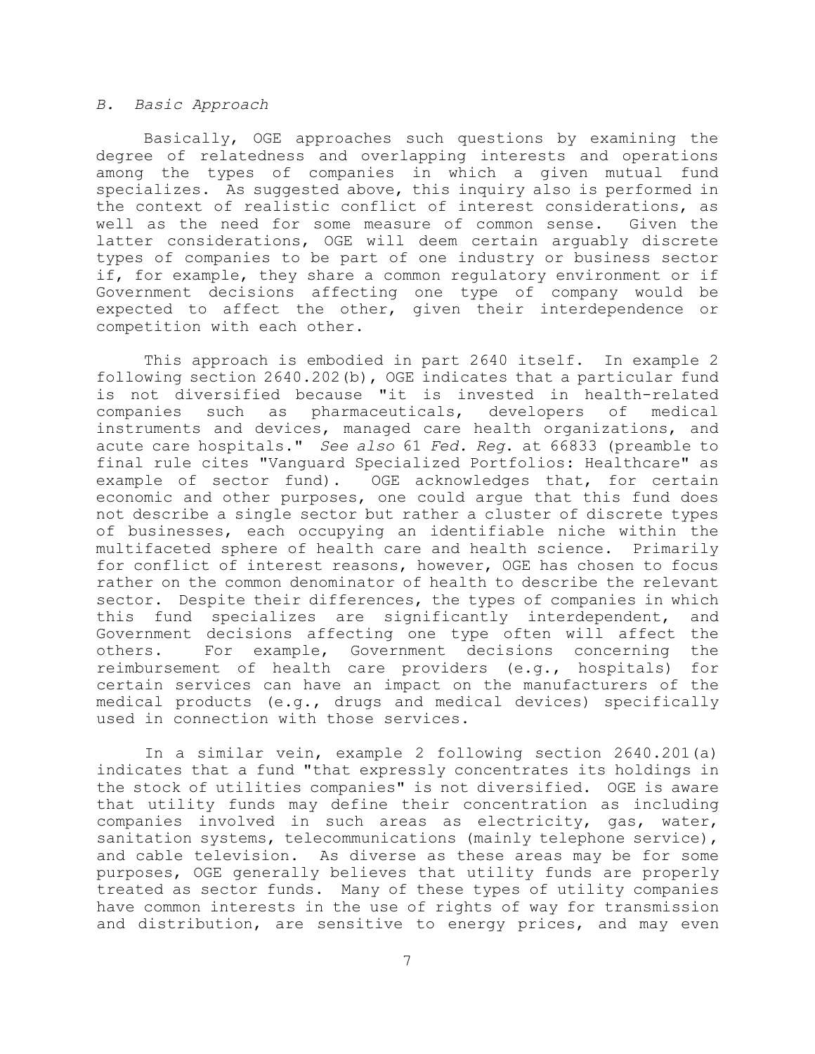### *B. Basic Approach*

Basically, OGE approaches such questions by examining the degree of relatedness and overlapping interests and operations among the types of companies in which a given mutual fund specializes. As suggested above, this inquiry also is performed in the context of realistic conflict of interest considerations, as well as the need for some measure of common sense. Given the latter considerations, OGE will deem certain arguably discrete types of companies to be part of one industry or business sector if, for example, they share a common regulatory environment or if Government decisions affecting one type of company would be expected to affect the other, given their interdependence or competition with each other.

This approach is embodied in part 2640 itself. In example 2 following section 2640.202(b), OGE indicates that a particular fund is not diversified because "it is invested in health-related companies such as pharmaceuticals, developers of medical instruments and devices, managed care health organizations, and acute care hospitals." *See also* 61 *Fed. Reg.* at 66833 (preamble to final rule cites "Vanguard Specialized Portfolios: Healthcare" as example of sector fund). OGE acknowledges that, for certain economic and other purposes, one could argue that this fund does not describe a single sector but rather a cluster of discrete types of businesses, each occupying an identifiable niche within the multifaceted sphere of health care and health science. Primarily for conflict of interest reasons, however, OGE has chosen to focus rather on the common denominator of health to describe the relevant sector. Despite their differences, the types of companies in which this fund specializes are significantly interdependent, and Government decisions affecting one type often will affect the others. For example, Government decisions concerning the reimbursement of health care providers (e.g., hospitals) for certain services can have an impact on the manufacturers of the medical products (e.g., drugs and medical devices) specifically used in connection with those services.

In a similar vein, example 2 following section 2640.201(a) indicates that a fund "that expressly concentrates its holdings in the stock of utilities companies" is not diversified. OGE is aware that utility funds may define their concentration as including companies involved in such areas as electricity, gas, water, sanitation systems, telecommunications (mainly telephone service), and cable television. As diverse as these areas may be for some purposes, OGE generally believes that utility funds are properly treated as sector funds. Many of these types of utility companies have common interests in the use of rights of way for transmission and distribution, are sensitive to energy prices, and may even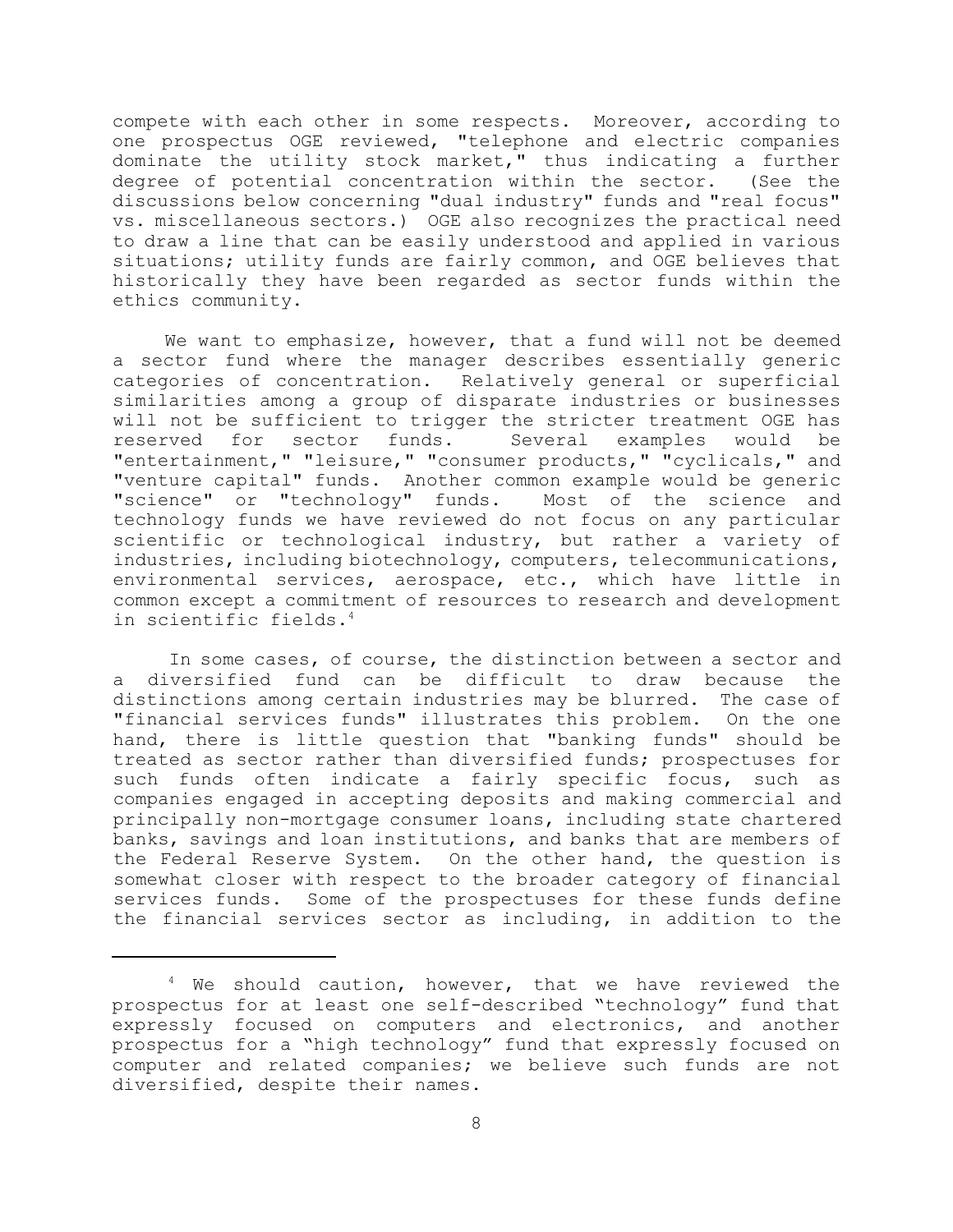compete with each other in some respects. Moreover, according to one prospectus OGE reviewed, "telephone and electric companies dominate the utility stock market," thus indicating a further degree of potential concentration within the sector. (See the discussions below concerning "dual industry" funds and "real focus" vs. miscellaneous sectors.) OGE also recognizes the practical need to draw a line that can be easily understood and applied in various situations; utility funds are fairly common, and OGE believes that historically they have been regarded as sector funds within the ethics community.

We want to emphasize, however, that a fund will not be deemed a sector fund where the manager describes essentially generic categories of concentration. Relatively general or superficial similarities among a group of disparate industries or businesses will not be sufficient to trigger the stricter treatment OGE has reserved for sector funds. Several examples would be "entertainment," "leisure," "consumer products," "cyclicals," and "venture capital" funds. Another common example would be generic "science" or "technology" funds. Most of the science and technology funds we have reviewed do not focus on any particular scientific or technological industry, but rather a variety of industries, including biotechnology, computers, telecommunications, environmental services, aerospace, etc., which have little in common except a commitment of resources to research and development in scientific fields.[4]

In some cases, of course, the distinction between a sector and a diversified fund can be difficult to draw because the distinctions among certain industries may be blurred. The case of "financial services funds" illustrates this problem. On the one hand, there is little question that "banking funds" should be treated as sector rather than diversified funds; prospectuses for such funds often indicate a fairly specific focus, such as companies engaged in accepting deposits and making commercial and principally non-mortgage consumer loans, including state chartered banks, savings and loan institutions, and banks that are members of the Federal Reserve System. On the other hand, the question is somewhat closer with respect to the broader category of financial services funds. Some of the prospectuses for these funds define the financial services sector as including, in addition to the

---

[4] We should caution, however, that we have reviewed the prospectus for at least one self-described "technology" fund that expressly focused on computers and electronics, and another prospectus for a "high technology" fund that expressly focused on computer and related companies; we believe such funds are not diversified, despite their names.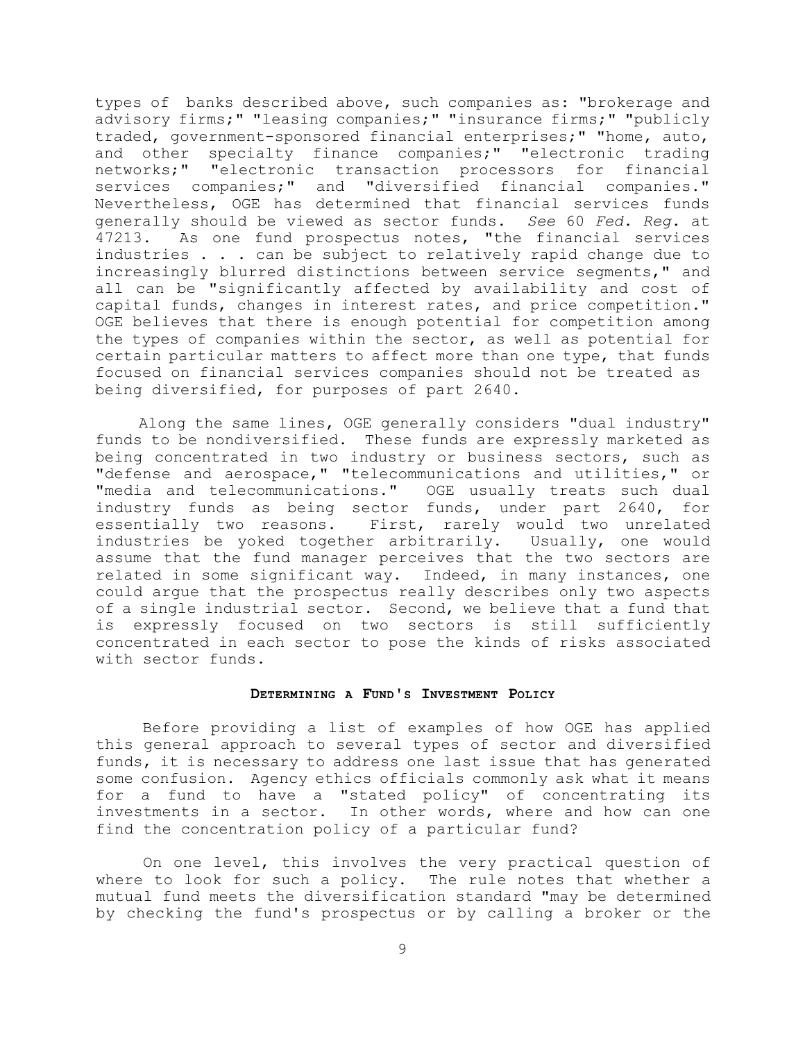types of banks described above, such companies as: "brokerage and advisory firms;" "leasing companies;" "insurance firms;" "publicly traded, government-sponsored financial enterprises;" "home, auto, and other specialty finance companies;" "electronic trading networks;" "electronic transaction processors for financial services companies;" and "diversified financial companies." Nevertheless, OGE has determined that financial services funds generally should be viewed as sector funds. *See* 60 *Fed. Reg.* at 47213. As one fund prospectus notes, "the financial services industries . . . can be subject to relatively rapid change due to increasingly blurred distinctions between service segments," and all can be "significantly affected by availability and cost of capital funds, changes in interest rates, and price competition." OGE believes that there is enough potential for competition among the types of companies within the sector, as well as potential for certain particular matters to affect more than one type, that funds focused on financial services companies should not be treated as being diversified, for purposes of part 2640.

Along the same lines, OGE generally considers "dual industry" funds to be nondiversified. These funds are expressly marketed as being concentrated in two industry or business sectors, such as "defense and aerospace," "telecommunications and utilities," or "media and telecommunications." OGE usually treats such dual industry funds as being sector funds, under part 2640, for essentially two reasons. First, rarely would two unrelated industries be yoked together arbitrarily. Usually, one would assume that the fund manager perceives that the two sectors are related in some significant way. Indeed, in many instances, one could argue that the prospectus really describes only two aspects of a single industrial sector. Second, we believe that a fund that is expressly focused on two sectors is still sufficiently concentrated in each sector to pose the kinds of risks associated with sector funds.

## Determining a Fund's Investment Policy

Before providing a list of examples of how OGE has applied this general approach to several types of sector and diversified funds, it is necessary to address one last issue that has generated some confusion. Agency ethics officials commonly ask what it means for a fund to have a "stated policy" of concentrating its investments in a sector. In other words, where and how can one find the concentration policy of a particular fund?

On one level, this involves the very practical question of where to look for such a policy. The rule notes that whether a mutual fund meets the diversification standard "may be determined by checking the fund's prospectus or by calling a broker or the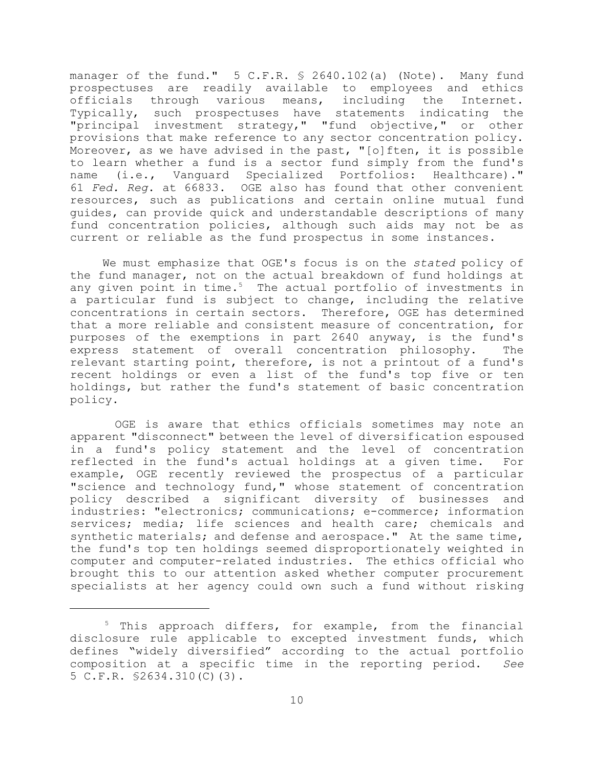manager of the fund." 5 C.F.R. § 2640.102(a) (Note). Many fund prospectuses are readily available to employees and ethics officials through various means, including the Internet. Typically, such prospectuses have statements indicating the "principal investment strategy," "fund objective," or other provisions that make reference to any sector concentration policy. Moreover, as we have advised in the past, "[o]ften, it is possible to learn whether a fund is a sector fund simply from the fund's name (i.e., Vanguard Specialized Portfolios: Healthcare)." 61 *Fed. Reg.* at 66833. OGE also has found that other convenient resources, such as publications and certain online mutual fund guides, can provide quick and understandable descriptions of many fund concentration policies, although such aids may not be as current or reliable as the fund prospectus in some instances.

We must emphasize that OGE's focus is on the *stated* policy of the fund manager, not on the actual breakdown of fund holdings at any given point in time.[5] The actual portfolio of investments in a particular fund is subject to change, including the relative concentrations in certain sectors. Therefore, OGE has determined that a more reliable and consistent measure of concentration, for purposes of the exemptions in part 2640 anyway, is the fund's express statement of overall concentration philosophy. The relevant starting point, therefore, is not a printout of a fund's recent holdings or even a list of the fund's top five or ten holdings, but rather the fund's statement of basic concentration policy.

OGE is aware that ethics officials sometimes may note an apparent "disconnect" between the level of diversification espoused in a fund's policy statement and the level of concentration reflected in the fund's actual holdings at a given time. For example, OGE recently reviewed the prospectus of a particular "science and technology fund," whose statement of concentration policy described a significant diversity of businesses and industries: "electronics; communications; e-commerce; information services; media; life sciences and health care; chemicals and synthetic materials; and defense and aerospace." At the same time, the fund's top ten holdings seemed disproportionately weighted in computer and computer-related industries. The ethics official who brought this to our attention asked whether computer procurement specialists at her agency could own such a fund without risking

---

[5] This approach differs, for example, from the financial disclosure rule applicable to excepted investment funds, which defines "widely diversified" according to the actual portfolio composition at a specific time in the reporting period. *See* 5 C.F.R. §2634.310(C)(3).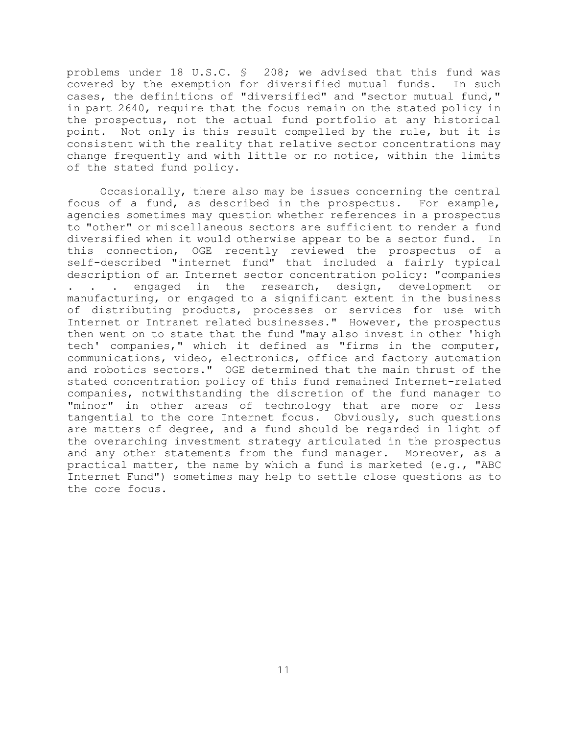problems under 18 U.S.C. § 208; we advised that this fund was covered by the exemption for diversified mutual funds. In such cases, the definitions of "diversified" and "sector mutual fund," in part 2640, require that the focus remain on the stated policy in the prospectus, not the actual fund portfolio at any historical point. Not only is this result compelled by the rule, but it is consistent with the reality that relative sector concentrations may change frequently and with little or no notice, within the limits of the stated fund policy.

Occasionally, there also may be issues concerning the central focus of a fund, as described in the prospectus. For example, agencies sometimes may question whether references in a prospectus to "other" or miscellaneous sectors are sufficient to render a fund diversified when it would otherwise appear to be a sector fund. In this connection, OGE recently reviewed the prospectus of a self-described "internet fund" that included a fairly typical description of an Internet sector concentration policy: "companies . . . engaged in the research, design, development or manufacturing, or engaged to a significant extent in the business of distributing products, processes or services for use with Internet or Intranet related businesses." However, the prospectus then went on to state that the fund "may also invest in other 'high tech' companies," which it defined as "firms in the computer, communications, video, electronics, office and factory automation and robotics sectors." OGE determined that the main thrust of the stated concentration policy of this fund remained Internet-related companies, notwithstanding the discretion of the fund manager to "minor" in other areas of technology that are more or less tangential to the core Internet focus. Obviously, such questions are matters of degree, and a fund should be regarded in light of the overarching investment strategy articulated in the prospectus and any other statements from the fund manager. Moreover, as a practical matter, the name by which a fund is marketed (e.g., "ABC Internet Fund") sometimes may help to settle close questions as to the core focus.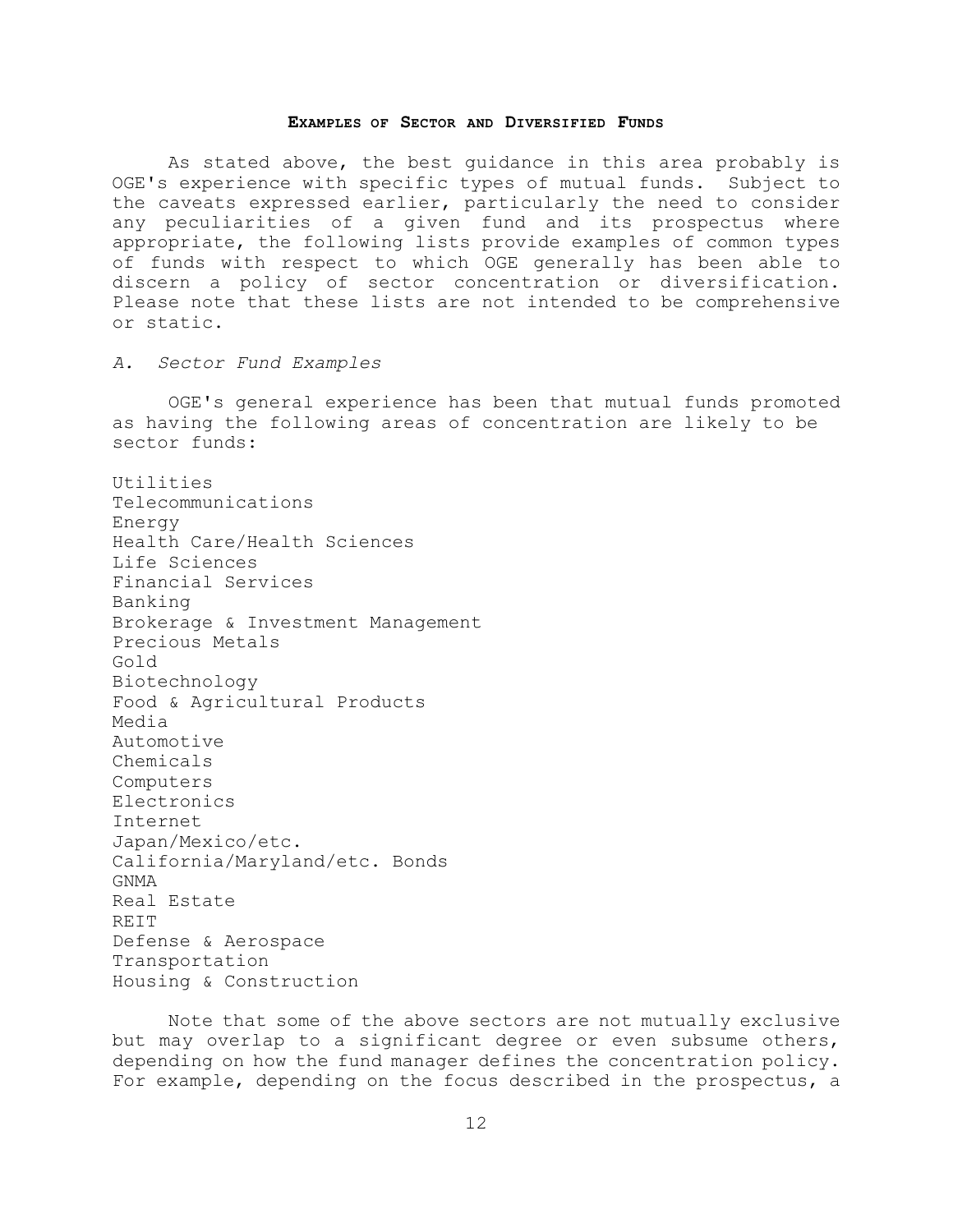## Examples of Sector and Diversified Funds

As stated above, the best guidance in this area probably is OGE's experience with specific types of mutual funds. Subject to the caveats expressed earlier, particularly the need to consider any peculiarities of a given fund and its prospectus where appropriate, the following lists provide examples of common types of funds with respect to which OGE generally has been able to discern a policy of sector concentration or diversification. Please note that these lists are not intended to be comprehensive or static.

### *A. Sector Fund Examples*

OGE's general experience has been that mutual funds promoted as having the following areas of concentration are likely to be sector funds:

Utilities
Telecommunications
Energy
Health Care/Health Sciences
Life Sciences
Financial Services
Banking
Brokerage & Investment Management
Precious Metals
Gold
Biotechnology
Food & Agricultural Products
Media
Automotive
Chemicals
Computers
Electronics
Internet
Japan/Mexico/etc.
California/Maryland/etc. Bonds
GNMA
Real Estate
REIT
Defense & Aerospace
Transportation
Housing & Construction

Note that some of the above sectors are not mutually exclusive but may overlap to a significant degree or even subsume others, depending on how the fund manager defines the concentration policy. For example, depending on the focus described in the prospectus, a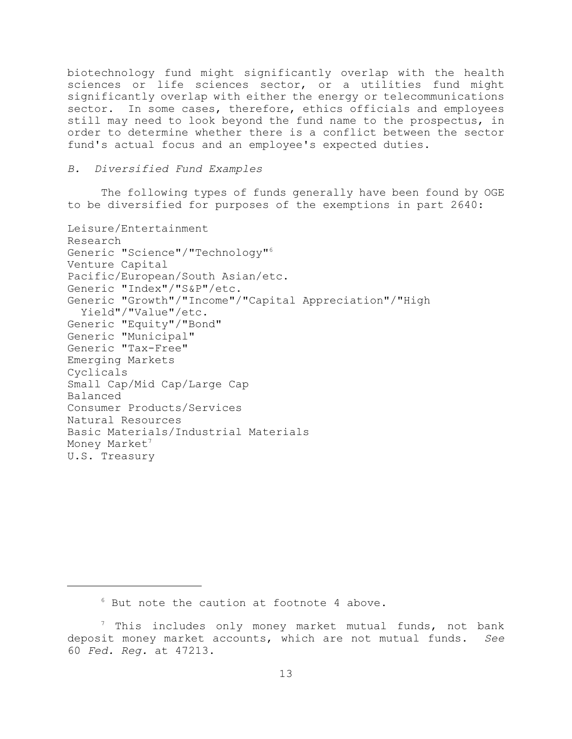biotechnology fund might significantly overlap with the health sciences or life sciences sector, or a utilities fund might significantly overlap with either the energy or telecommunications sector. In some cases, therefore, ethics officials and employees still may need to look beyond the fund name to the prospectus, in order to determine whether there is a conflict between the sector fund's actual focus and an employee's expected duties.

### *B. Diversified Fund Examples*

The following types of funds generally have been found by OGE to be diversified for purposes of the exemptions in part 2640:

Leisure/Entertainment
Research
Generic "Science"/"Technology"[6]
Venture Capital
Pacific/European/South Asian/etc.
Generic "Index"/"S&P"/etc.
Generic "Growth"/"Income"/"Capital Appreciation"/"High Yield"/"Value"/etc.
Generic "Equity"/"Bond"
Generic "Municipal"
Generic "Tax-Free"
Emerging Markets
Cyclicals
Small Cap/Mid Cap/Large Cap
Balanced
Consumer Products/Services
Natural Resources
Basic Materials/Industrial Materials
Money Market[7]
U.S. Treasury

---

[6] But note the caution at footnote 4 above.

[7] This includes only money market mutual funds, not bank deposit money market accounts, which are not mutual funds. *See* 60 *Fed. Reg.* at 47213.